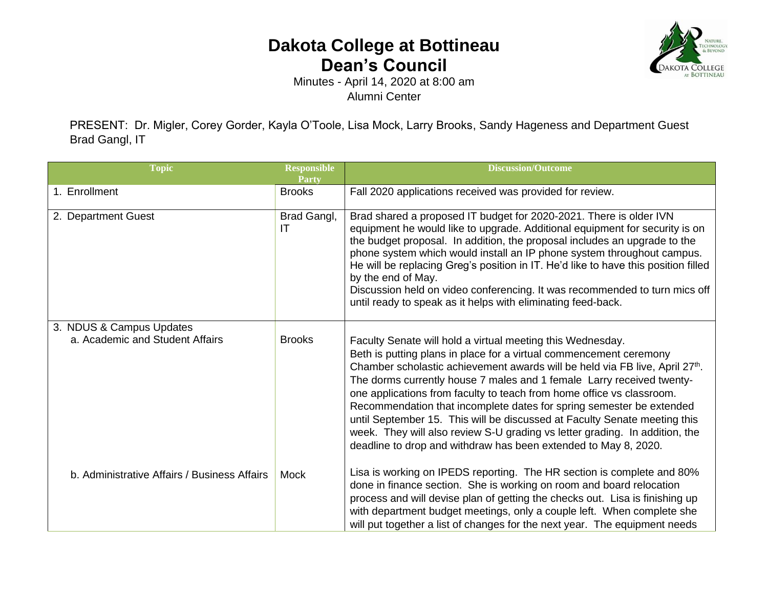# Dakota College at Bottineau
## Dean's Council

Minutes - April 14, 2020 at 8:00 am
Alumni Center

PRESENT: Dr. Migler, Corey Gorder, Kayla O'Toole, Lisa Mock, Larry Brooks, Sandy Hageness and Department Guest Brad Gangl, IT

| Topic | Responsible Party | Discussion/Outcome |
|---|---|---|
| 1. Enrollment | Brooks | Fall 2020 applications received was provided for review. |
| 2. Department Guest | Brad Gangl, IT | Brad shared a proposed IT budget for 2020-2021. There is older IVN equipment he would like to upgrade. Additional equipment for security is on the budget proposal. In addition, the proposal includes an upgrade to the phone system which would install an IP phone system throughout campus. He will be replacing Greg's position in IT. He'd like to have this position filled by the end of May.<br>Discussion held on video conferencing. It was recommended to turn mics off until ready to speak as it helps with eliminating feed-back. |
| 3. NDUS & Campus Updates<br>a. Academic and Student Affairs | Brooks | Faculty Senate will hold a virtual meeting this Wednesday.<br>Beth is putting plans in place for a virtual commencement ceremony<br>Chamber scholastic achievement awards will be held via FB live, April 27th.<br>The dorms currently house 7 males and 1 female Larry received twenty-one applications from faculty to teach from home office vs classroom. Recommendation that incomplete dates for spring semester be extended until September 15. This will be discussed at Faculty Senate meeting this week. They will also review S-U grading vs letter grading. In addition, the deadline to drop and withdraw has been extended to May 8, 2020. |
| b. Administrative Affairs / Business Affairs | Mock | Lisa is working on IPEDS reporting. The HR section is complete and 80% done in finance section. She is working on room and board relocation process and will devise plan of getting the checks out. Lisa is finishing up with department budget meetings, only a couple left. When complete she will put together a list of changes for the next year. The equipment needs |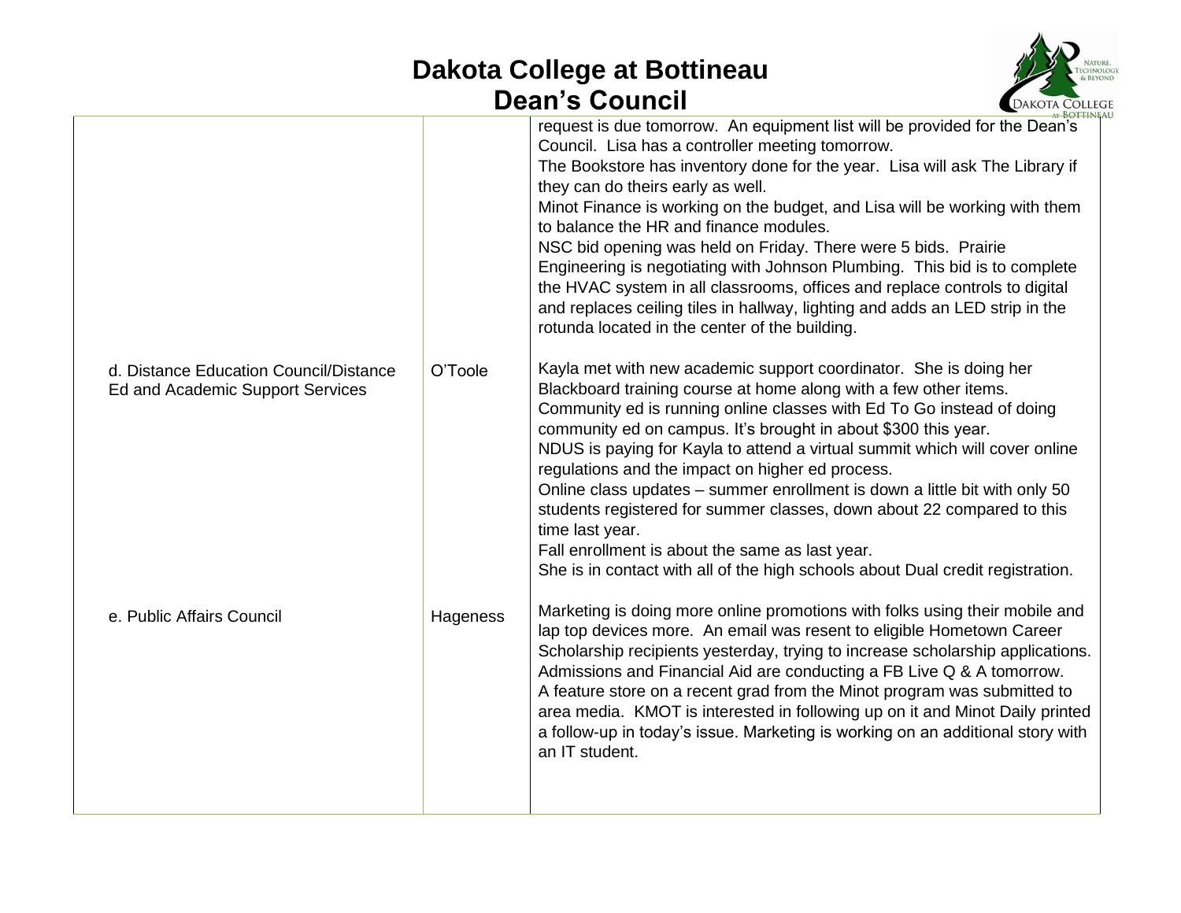| | | |
|---|---|---|
| | | request is due tomorrow. An equipment list will be provided for the Dean's Council. Lisa has a controller meeting tomorrow.<br>The Bookstore has inventory done for the year. Lisa will ask The Library if they can do theirs early as well.<br>Minot Finance is working on the budget, and Lisa will be working with them to balance the HR and finance modules.<br>NSC bid opening was held on Friday. There were 5 bids. Prairie Engineering is negotiating with Johnson Plumbing. This bid is to complete the HVAC system in all classrooms, offices and replace controls to digital and replaces ceiling tiles in hallway, lighting and adds an LED strip in the rotunda located in the center of the building. |
| d. Distance Education Council/Distance Ed and Academic Support Services | O'Toole | Kayla met with new academic support coordinator. She is doing her Blackboard training course at home along with a few other items.<br>Community ed is running online classes with Ed To Go instead of doing community ed on campus. It's brought in about $300 this year.<br>NDUS is paying for Kayla to attend a virtual summit which will cover online regulations and the impact on higher ed process.<br>Online class updates – summer enrollment is down a little bit with only 50 students registered for summer classes, down about 22 compared to this time last year.<br>Fall enrollment is about the same as last year.<br>She is in contact with all of the high schools about Dual credit registration. |
| e. Public Affairs Council | Hageness | Marketing is doing more online promotions with folks using their mobile and lap top devices more. An email was resent to eligible Hometown Career Scholarship recipients yesterday, trying to increase scholarship applications. Admissions and Financial Aid are conducting a FB Live Q & A tomorrow.<br>A feature store on a recent grad from the Minot program was submitted to area media. KMOT is interested in following up on it and Minot Daily printed a follow-up in today's issue. Marketing is working on an additional story with an IT student. |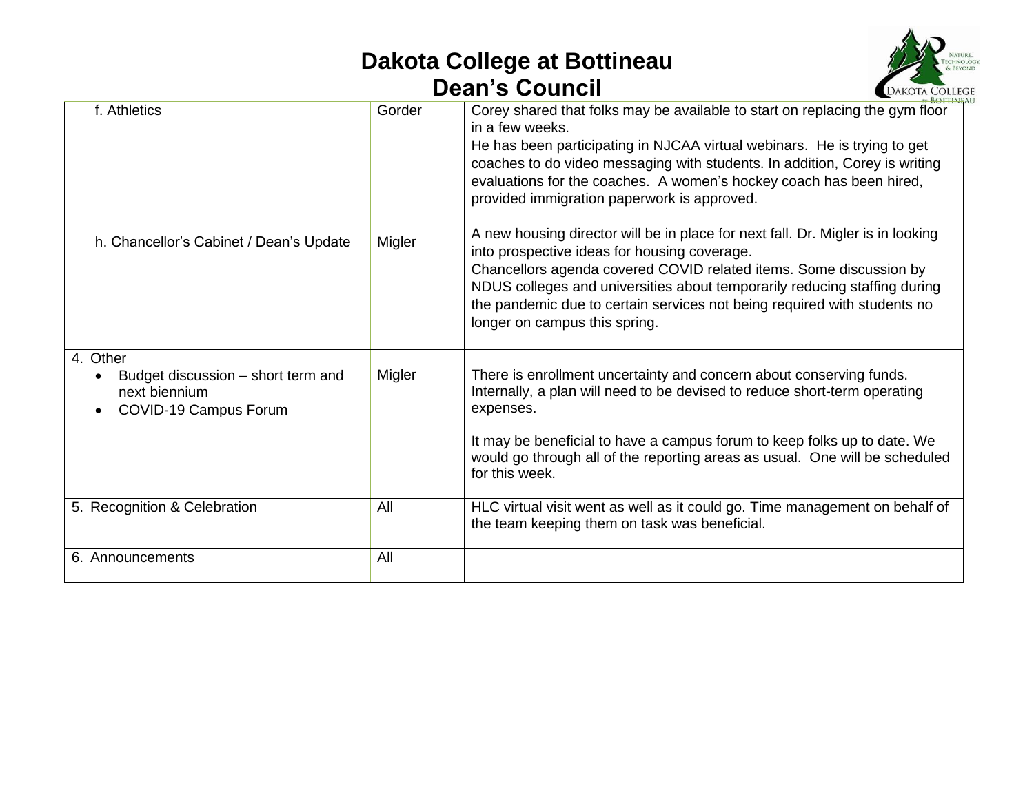# Dakota College at Bottineau
## Dean's Council

| | | |
|---|---|---|
| f. Athletics<br><br><br><br><br><br>h. Chancellor's Cabinet / Dean's Update | Gorder<br><br><br><br><br><br>Migler | Corey shared that folks may be available to start on replacing the gym floor in a few weeks.<br>He has been participating in NJCAA virtual webinars. He is trying to get coaches to do video messaging with students. In addition, Corey is writing evaluations for the coaches. A women's hockey coach has been hired, provided immigration paperwork is approved.<br><br>A new housing director will be in place for next fall. Dr. Migler is in looking into prospective ideas for housing coverage.<br>Chancellors agenda covered COVID related items. Some discussion by NDUS colleges and universities about temporarily reducing staffing during the pandemic due to certain services not being required with students no longer on campus this spring. |
| 4. Other<br>• Budget discussion – short term and next biennium<br>• COVID-19 Campus Forum | Migler | There is enrollment uncertainty and concern about conserving funds. Internally, a plan will need to be devised to reduce short-term operating expenses.<br><br>It may be beneficial to have a campus forum to keep folks up to date. We would go through all of the reporting areas as usual. One will be scheduled for this week. |
| 5. Recognition & Celebration | All | HLC virtual visit went as well as it could go. Time management on behalf of the team keeping them on task was beneficial. |
| 6. Announcements | All | |